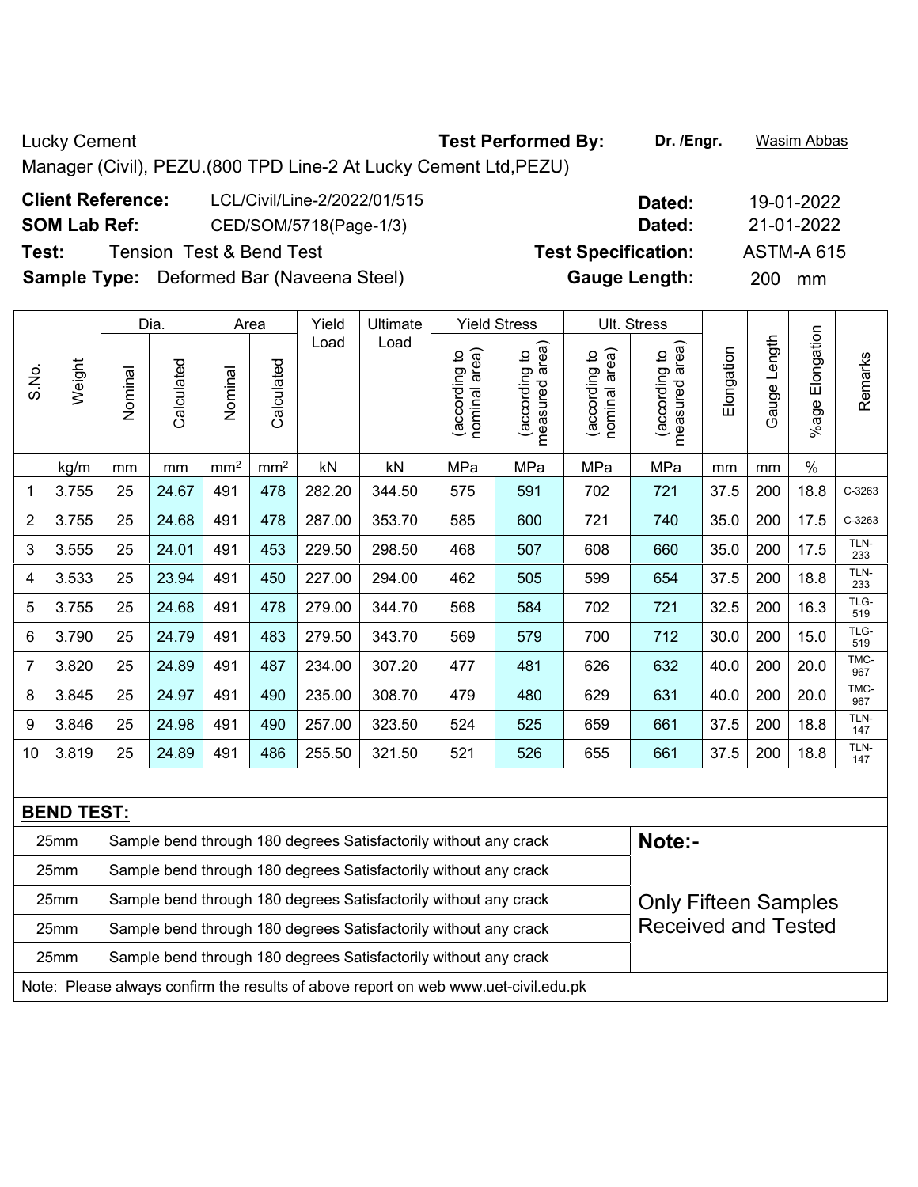Lucky Cement

Manager (Civil), PEZU.(800 TPD Line-2 At Lucky Cement Ltd,PEZU)

**Test Performed By:** **Dr. /Engr.** Wasim Abbas

**Client Reference:** LCL/Civil/Line-2/2022/01/515 **Dated:** 19-01-2022

**SOM Lab Ref:** CED/SOM/5718(Page-1/3) **Dated:** 21-01-2022

**Test:** Tension Test & Bend Test **Test Specification:** ASTM-A 615

**Sample Type:** Deformed Bar (Naveena Steel) **Gauge Length:** 200 mm

| S.No. | Weight | Dia. | | Area | | Yield Load | Ultimate Load | Yield Stress | | Ult. Stress | | Elongation | Gauge Length | %age Elongation | Remarks |
|---|---|---|---|---|---|---|---|---|---|---|---|---|---|---|---|
| | | Nominal | Calculated | Nominal | Calculated | | | (according to nominal area) | (according to measured area) | (according to nominal area) | (according to measured area) | | | | |
| | kg/m | mm | mm | mm² | mm² | kN | kN | MPa | MPa | MPa | MPa | mm | mm | % | |
| 1 | 3.755 | 25 | 24.67 | 491 | 478 | 282.20 | 344.50 | 575 | 591 | 702 | 721 | 37.5 | 200 | 18.8 | C-3263 |
| 2 | 3.755 | 25 | 24.68 | 491 | 478 | 287.00 | 353.70 | 585 | 600 | 721 | 740 | 35.0 | 200 | 17.5 | C-3263 |
| 3 | 3.555 | 25 | 24.01 | 491 | 453 | 229.50 | 298.50 | 468 | 507 | 608 | 660 | 35.0 | 200 | 17.5 | TLN-233 |
| 4 | 3.533 | 25 | 23.94 | 491 | 450 | 227.00 | 294.00 | 462 | 505 | 599 | 654 | 37.5 | 200 | 18.8 | TLN-233 |
| 5 | 3.755 | 25 | 24.68 | 491 | 478 | 279.00 | 344.70 | 568 | 584 | 702 | 721 | 32.5 | 200 | 16.3 | TLG-519 |
| 6 | 3.790 | 25 | 24.79 | 491 | 483 | 279.50 | 343.70 | 569 | 579 | 700 | 712 | 30.0 | 200 | 15.0 | TLG-519 |
| 7 | 3.820 | 25 | 24.89 | 491 | 487 | 234.00 | 307.20 | 477 | 481 | 626 | 632 | 40.0 | 200 | 20.0 | TMC-967 |
| 8 | 3.845 | 25 | 24.97 | 491 | 490 | 235.00 | 308.70 | 479 | 480 | 629 | 631 | 40.0 | 200 | 20.0 | TMC-967 |
| 9 | 3.846 | 25 | 24.98 | 491 | 490 | 257.00 | 323.50 | 524 | 525 | 659 | 661 | 37.5 | 200 | 18.8 | TLN-147 |
| 10 | 3.819 | 25 | 24.89 | 491 | 486 | 255.50 | 321.50 | 521 | 526 | 655 | 661 | 37.5 | 200 | 18.8 | TLN-147 |

**BEND TEST:**

| Size | Result |
|---|---|
| 25mm | Sample bend through 180 degrees Satisfactorily without any crack |
| 25mm | Sample bend through 180 degrees Satisfactorily without any crack |
| 25mm | Sample bend through 180 degrees Satisfactorily without any crack |
| 25mm | Sample bend through 180 degrees Satisfactorily without any crack |
| 25mm | Sample bend through 180 degrees Satisfactorily without any crack |

**Note:-**

Only Fifteen Samples Received and Tested

Note: Please always confirm the results of above report on web www.uet-civil.edu.pk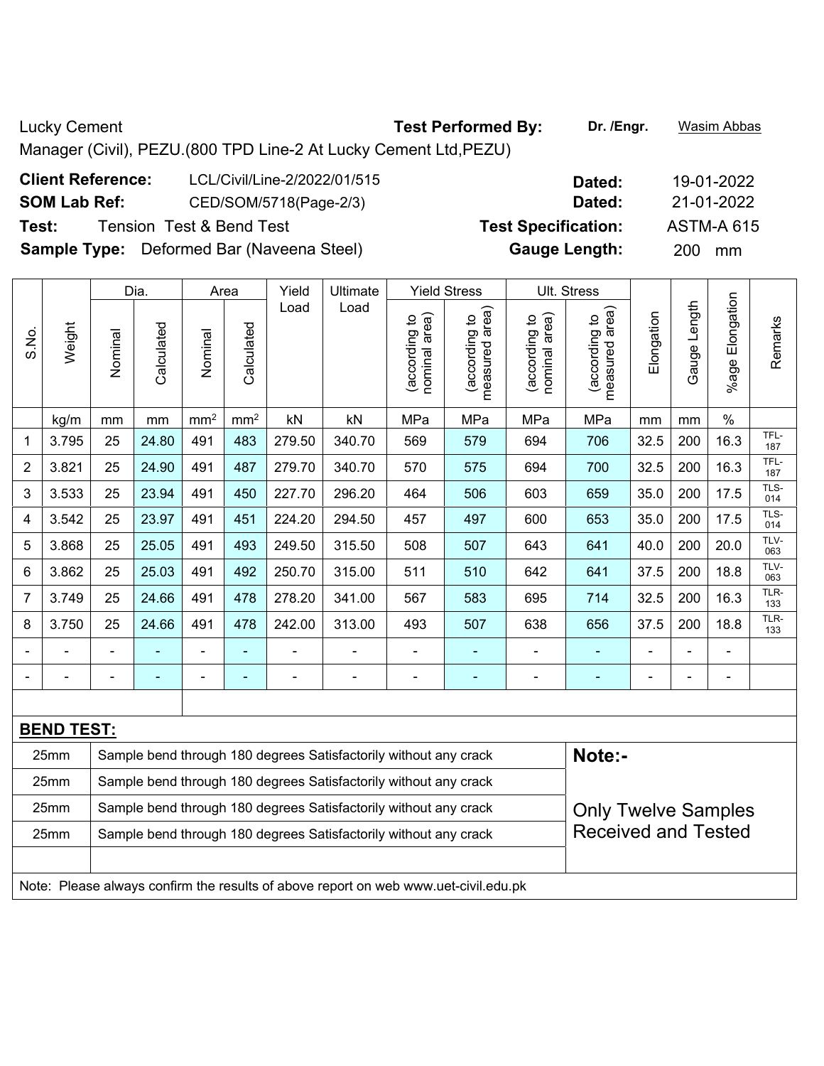Lucky Cement

**Test Performed By:** **Dr. /Engr.** Wasim Abbas

Manager (Civil), PEZU.(800 TPD Line-2 At Lucky Cement Ltd,PEZU)

**Client Reference:** LCL/Civil/Line-2/2022/01/515 **Dated:** 19-01-2022

**SOM Lab Ref:** CED/SOM/5718(Page-2/3) **Dated:** 21-01-2022

**Test:** Tension Test & Bend Test **Test Specification:** ASTM-A 615

**Sample Type:** Deformed Bar (Naveena Steel) **Gauge Length:** 200 mm

| S.No. | Weight | Dia. | | Area | | Yield Load | Ultimate Load | Yield Stress | | Ult. Stress | | Elongation | Gauge Length | %age Elongation | Remarks |
|---|---|---|---|---|---|---|---|---|---|---|---|---|---|---|---|
| | | Nominal | Calculated | Nominal | Calculated | | | (according to nominal area) | (according to measured area) | (according to nominal area) | (according to measured area) | | | | |
| | kg/m | mm | mm | mm² | mm² | kN | kN | MPa | MPa | MPa | MPa | mm | mm | % | |
| 1 | 3.795 | 25 | 24.80 | 491 | 483 | 279.50 | 340.70 | 569 | 579 | 694 | 706 | 32.5 | 200 | 16.3 | TFL-187 |
| 2 | 3.821 | 25 | 24.90 | 491 | 487 | 279.70 | 340.70 | 570 | 575 | 694 | 700 | 32.5 | 200 | 16.3 | TFL-187 |
| 3 | 3.533 | 25 | 23.94 | 491 | 450 | 227.70 | 296.20 | 464 | 506 | 603 | 659 | 35.0 | 200 | 17.5 | TLS-014 |
| 4 | 3.542 | 25 | 23.97 | 491 | 451 | 224.20 | 294.50 | 457 | 497 | 600 | 653 | 35.0 | 200 | 17.5 | TLS-014 |
| 5 | 3.868 | 25 | 25.05 | 491 | 493 | 249.50 | 315.50 | 508 | 507 | 643 | 641 | 40.0 | 200 | 20.0 | TLV-063 |
| 6 | 3.862 | 25 | 25.03 | 491 | 492 | 250.70 | 315.00 | 511 | 510 | 642 | 641 | 37.5 | 200 | 18.8 | TLV-063 |
| 7 | 3.749 | 25 | 24.66 | 491 | 478 | 278.20 | 341.00 | 567 | 583 | 695 | 714 | 32.5 | 200 | 16.3 | TLR-133 |
| 8 | 3.750 | 25 | 24.66 | 491 | 478 | 242.00 | 313.00 | 493 | 507 | 638 | 656 | 37.5 | 200 | 18.8 | TLR-133 |
| - | - | - | - | - | - | - | - | - | - | - | - | - | - | - | |
| - | - | - | - | - | - | - | - | - | - | - | - | - | - | - | |

**BEND TEST:**

| Size | Result |
|---|---|
| 25mm | Sample bend through 180 degrees Satisfactorily without any crack |
| 25mm | Sample bend through 180 degrees Satisfactorily without any crack |
| 25mm | Sample bend through 180 degrees Satisfactorily without any crack |
| 25mm | Sample bend through 180 degrees Satisfactorily without any crack |

**Note:-**

Only Twelve Samples Received and Tested

Note: Please always confirm the results of above report on web www.uet-civil.edu.pk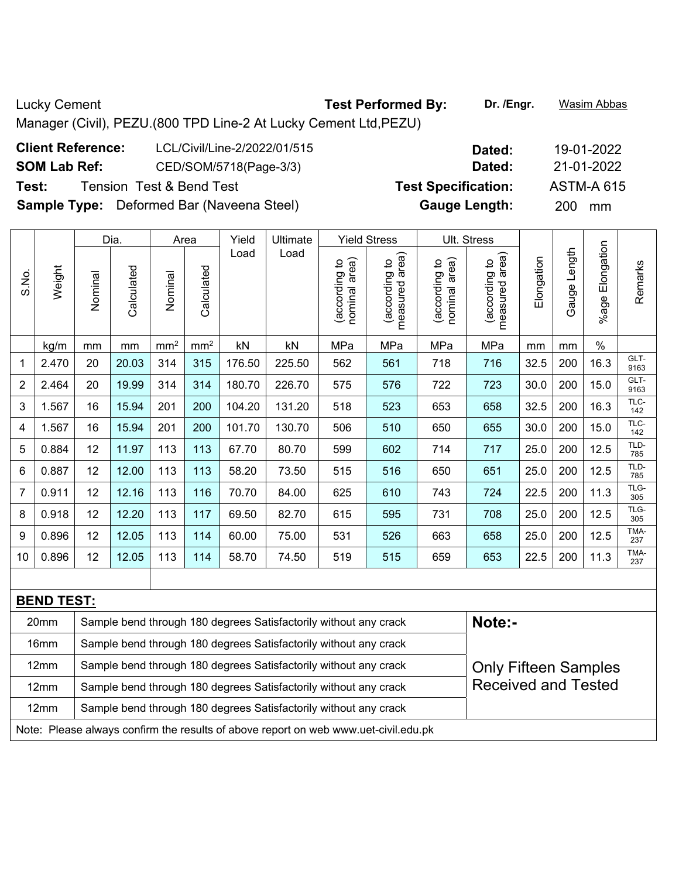Lucky Cement | **Test Performed By:** **Dr. /Engr.** Wasim Abbas

Manager (Civil), PEZU.(800 TPD Line-2 At Lucky Cement Ltd,PEZU)

**Client Reference:** LCL/Civil/Line-2/2022/01/515 **Dated:** 19-01-2022

**SOM Lab Ref:** CED/SOM/5718(Page-3/3) **Dated:** 21-01-2022

**Test:** Tension Test & Bend Test **Test Specification:** ASTM-A 615

**Sample Type:** Deformed Bar (Naveena Steel) **Gauge Length:** 200 mm

| S.No. | Weight | Dia. | | Area | | Yield Load | Ultimate Load | Yield Stress | | Ult. Stress | | Elongation | Gauge Length | %age Elongation | Remarks |
|---|---|---|---|---|---|---|---|---|---|---|---|---|---|---|---|
| | | Nominal | Calculated | Nominal | Calculated | | | (according to nominal area) | (according to measured area) | (according to nominal area) | (according to measured area) | | | | |
| | kg/m | mm | mm | mm² | mm² | kN | kN | MPa | MPa | MPa | MPa | mm | mm | % | |
| 1 | 2.470 | 20 | 20.03 | 314 | 315 | 176.50 | 225.50 | 562 | 561 | 718 | 716 | 32.5 | 200 | 16.3 | GLT-9163 |
| 2 | 2.464 | 20 | 19.99 | 314 | 314 | 180.70 | 226.70 | 575 | 576 | 722 | 723 | 30.0 | 200 | 15.0 | GLT-9163 |
| 3 | 1.567 | 16 | 15.94 | 201 | 200 | 104.20 | 131.20 | 518 | 523 | 653 | 658 | 32.5 | 200 | 16.3 | TLC-142 |
| 4 | 1.567 | 16 | 15.94 | 201 | 200 | 101.70 | 130.70 | 506 | 510 | 650 | 655 | 30.0 | 200 | 15.0 | TLC-142 |
| 5 | 0.884 | 12 | 11.97 | 113 | 113 | 67.70 | 80.70 | 599 | 602 | 714 | 717 | 25.0 | 200 | 12.5 | TLD-785 |
| 6 | 0.887 | 12 | 12.00 | 113 | 113 | 58.20 | 73.50 | 515 | 516 | 650 | 651 | 25.0 | 200 | 12.5 | TLD-785 |
| 7 | 0.911 | 12 | 12.16 | 113 | 116 | 70.70 | 84.00 | 625 | 610 | 743 | 724 | 22.5 | 200 | 11.3 | TLG-305 |
| 8 | 0.918 | 12 | 12.20 | 113 | 117 | 69.50 | 82.70 | 615 | 595 | 731 | 708 | 25.0 | 200 | 12.5 | TLG-305 |
| 9 | 0.896 | 12 | 12.05 | 113 | 114 | 60.00 | 75.00 | 531 | 526 | 663 | 658 | 25.0 | 200 | 12.5 | TMA-237 |
| 10 | 0.896 | 12 | 12.05 | 113 | 114 | 58.70 | 74.50 | 519 | 515 | 659 | 653 | 22.5 | 200 | 11.3 | TMA-237 |

**BEND TEST:**

| Size | Result |
|---|---|
| 20mm | Sample bend through 180 degrees Satisfactorily without any crack |
| 16mm | Sample bend through 180 degrees Satisfactorily without any crack |
| 12mm | Sample bend through 180 degrees Satisfactorily without any crack |
| 12mm | Sample bend through 180 degrees Satisfactorily without any crack |
| 12mm | Sample bend through 180 degrees Satisfactorily without any crack |

**Note:-**

Only Fifteen Samples Received and Tested

Note: Please always confirm the results of above report on web www.uet-civil.edu.pk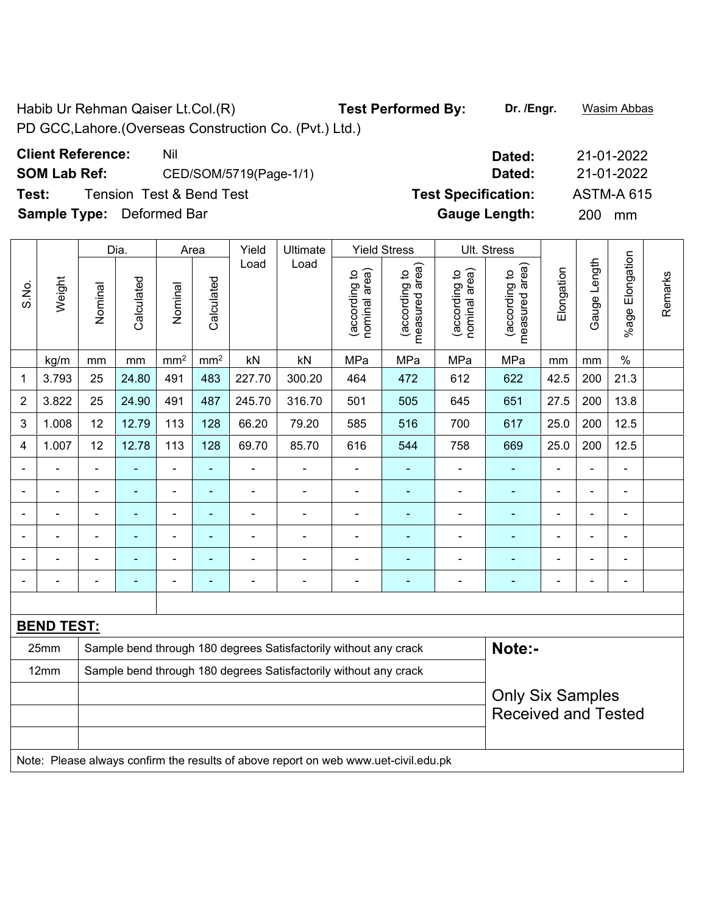Habib Ur Rehman Qaiser Lt.Col.(R)
PD GCC,Lahore.(Overseas Construction Co. (Pvt.) Ltd.)

**Test Performed By:** **Dr. /Engr.** Wasim Abbas

**Client Reference:** Nil **Dated:** 21-01-2022

**SOM Lab Ref:** CED/SOM/5719(Page-1/1) **Dated:** 21-01-2022

**Test:** Tension Test & Bend Test **Test Specification:** ASTM-A 615

**Sample Type:** Deformed Bar **Gauge Length:** 200 mm

| S.No. | Weight | Dia. | | Area | | Yield Load | Ultimate Load | Yield Stress | | Ult. Stress | | Elongation | Gauge Length | %age Elongation | Remarks |
|---|---|---|---|---|---|---|---|---|---|---|---|---|---|---|---|
| | | Nominal | Calculated | Nominal | Calculated | | | (according to nominal area) | (according to measured area) | (according to nominal area) | (according to measured area) | | | | |
| | kg/m | mm | mm | mm² | mm² | kN | kN | MPa | MPa | MPa | MPa | mm | mm | % | |
| 1 | 3.793 | 25 | 24.80 | 491 | 483 | 227.70 | 300.20 | 464 | 472 | 612 | 622 | 42.5 | 200 | 21.3 | |
| 2 | 3.822 | 25 | 24.90 | 491 | 487 | 245.70 | 316.70 | 501 | 505 | 645 | 651 | 27.5 | 200 | 13.8 | |
| 3 | 1.008 | 12 | 12.79 | 113 | 128 | 66.20 | 79.20 | 585 | 516 | 700 | 617 | 25.0 | 200 | 12.5 | |
| 4 | 1.007 | 12 | 12.78 | 113 | 128 | 69.70 | 85.70 | 616 | 544 | 758 | 669 | 25.0 | 200 | 12.5 | |
| - | - | - | - | - | - | - | - | - | - | - | - | - | - | - | |
| - | - | - | - | - | - | - | - | - | - | - | - | - | - | - | |
| - | - | - | - | - | - | - | - | - | - | - | - | - | - | - | |
| - | - | - | - | - | - | - | - | - | - | - | - | - | - | - | |
| - | - | - | - | - | - | - | - | - | - | - | - | - | - | - | |
| - | - | - | - | - | - | - | - | - | - | - | - | - | - | - | |

**BEND TEST:**

| Size | Result |
|---|---|
| 25mm | Sample bend through 180 degrees Satisfactorily without any crack |
| 12mm | Sample bend through 180 degrees Satisfactorily without any crack |

**Note:-**

Only Six Samples Received and Tested

Note: Please always confirm the results of above report on web www.uet-civil.edu.pk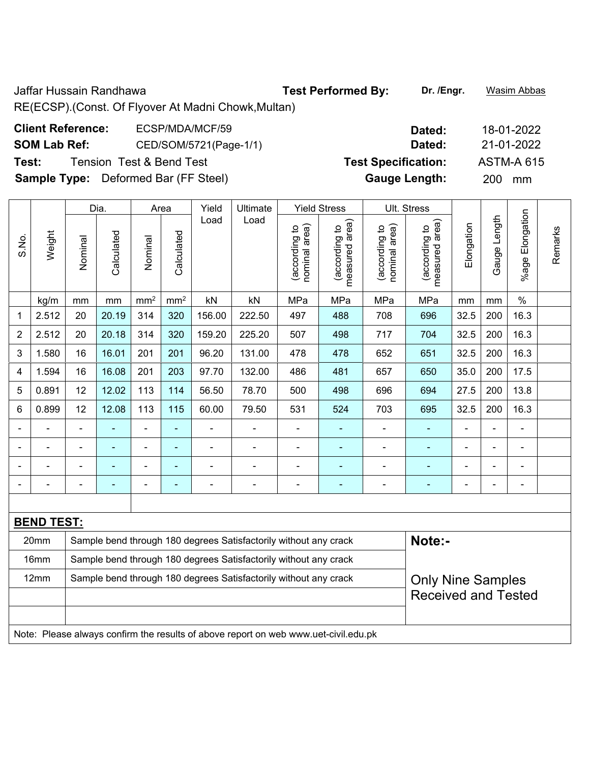Jaffar Hussain Randhawa

RE(ECSP).(Const. Of Flyover At Madni Chowk,Multan)

**Test Performed By:** **Dr. /Engr.** Wasim Abbas

**Client Reference:** ECSP/MDA/MCF/59 **Dated:** 18-01-2022

**SOM Lab Ref:** CED/SOM/5721(Page-1/1) **Dated:** 21-01-2022

**Test:** Tension Test & Bend Test **Test Specification:** ASTM-A 615

**Sample Type:** Deformed Bar (FF Steel) **Gauge Length:** 200 mm

| S.No. | Weight | Dia. | | Area | | Yield Load | Ultimate Load | Yield Stress | | Ult. Stress | | Elongation | Gauge Length | %age Elongation | Remarks |
|---|---|---|---|---|---|---|---|---|---|---|---|---|---|---|---|
| | | Nominal | Calculated | Nominal | Calculated | | | (according to nominal area) | (according to measured area) | (according to nominal area) | (according to measured area) | | | | |
| | kg/m | mm | mm | $mm^2$ | $mm^2$ | kN | kN | MPa | MPa | MPa | MPa | mm | mm | % | |
| 1 | 2.512 | 20 | 20.19 | 314 | 320 | 156.00 | 222.50 | 497 | 488 | 708 | 696 | 32.5 | 200 | 16.3 | |
| 2 | 2.512 | 20 | 20.18 | 314 | 320 | 159.20 | 225.20 | 507 | 498 | 717 | 704 | 32.5 | 200 | 16.3 | |
| 3 | 1.580 | 16 | 16.01 | 201 | 201 | 96.20 | 131.00 | 478 | 478 | 652 | 651 | 32.5 | 200 | 16.3 | |
| 4 | 1.594 | 16 | 16.08 | 201 | 203 | 97.70 | 132.00 | 486 | 481 | 657 | 650 | 35.0 | 200 | 17.5 | |
| 5 | 0.891 | 12 | 12.02 | 113 | 114 | 56.50 | 78.70 | 500 | 498 | 696 | 694 | 27.5 | 200 | 13.8 | |
| 6 | 0.899 | 12 | 12.08 | 113 | 115 | 60.00 | 79.50 | 531 | 524 | 703 | 695 | 32.5 | 200 | 16.3 | |
| - | - | - | - | - | - | - | - | - | - | - | - | - | - | - | |
| - | - | - | - | - | - | - | - | - | - | - | - | - | - | - | |
| - | - | - | - | - | - | - | - | - | - | - | - | - | - | - | |
| - | - | - | - | - | - | - | - | - | - | - | - | - | - | - | |

**BEND TEST:**

| Size | Result |
|---|---|
| 20mm | Sample bend through 180 degrees Satisfactorily without any crack |
| 16mm | Sample bend through 180 degrees Satisfactorily without any crack |
| 12mm | Sample bend through 180 degrees Satisfactorily without any crack |

**Note:-**

Only Nine Samples Received and Tested

Note: Please always confirm the results of above report on web www.uet-civil.edu.pk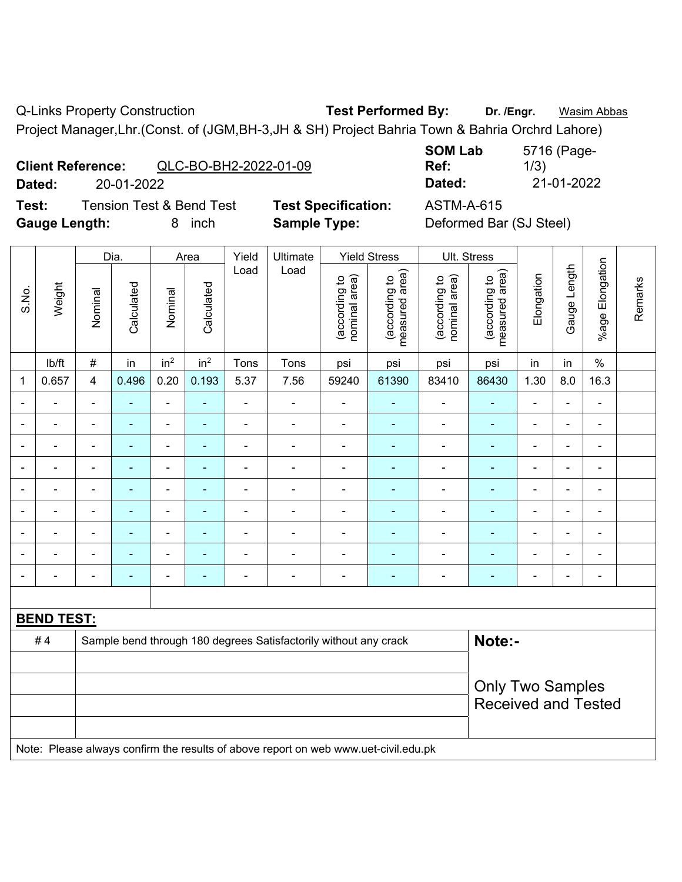Q-Links Property Construction **Test Performed By:** **Dr. /Engr.** Wasim Abbas

Project Manager,Lhr.(Const. of (JGM,BH-3,JH & SH) Project Bahria Town & Bahria Orchrd Lahore)

**Client Reference:** QLC-BO-BH2-2022-01-09 **SOM Lab Ref:** 5716 (Page-1/3)

**Dated:** 20-01-2022 **Dated:** 21-01-2022

**Test:** Tension Test & Bend Test **Test Specification:** ASTM-A-615

**Gauge Length:** 8 inch **Sample Type:** Deformed Bar (SJ Steel)

| S.No. | Weight | Dia. | | Area | | Yield Load | Ultimate Load | Yield Stress | | Ult. Stress | | Elongation | Gauge Length | %age Elongation | Remarks |
|---|---|---|---|---|---|---|---|---|---|---|---|---|---|---|---|
| | | Nominal | Calculated | Nominal | Calculated | | | (according to nominal area) | (according to measured area) | (according to nominal area) | (according to measured area) | | | | |
| | lb/ft | # | in | in² | in² | Tons | Tons | psi | psi | psi | psi | in | in | % | |
| 1 | 0.657 | 4 | 0.496 | 0.20 | 0.193 | 5.37 | 7.56 | 59240 | 61390 | 83410 | 86430 | 1.30 | 8.0 | 16.3 | |
| - | - | - | - | - | - | - | - | - | - | - | - | - | - | - | |
| - | - | - | - | - | - | - | - | - | - | - | - | - | - | - | |
| - | - | - | - | - | - | - | - | - | - | - | - | - | - | - | |
| - | - | - | - | - | - | - | - | - | - | - | - | - | - | - | |
| - | - | - | - | - | - | - | - | - | - | - | - | - | - | - | |
| - | - | - | - | - | - | - | - | - | - | - | - | - | - | - | |
| - | - | - | - | - | - | - | - | - | - | - | - | - | - | - | |
| - | - | - | - | - | - | - | - | - | - | - | - | - | - | - | |
| - | - | - | - | - | - | - | - | - | - | - | - | - | - | - | |

**BEND TEST:**

| | | |
|---|---|---|
| # 4 | Sample bend through 180 degrees Satisfactorily without any crack | **Note:-** Only Two Samples Received and Tested |

Note: Please always confirm the results of above report on web www.uet-civil.edu.pk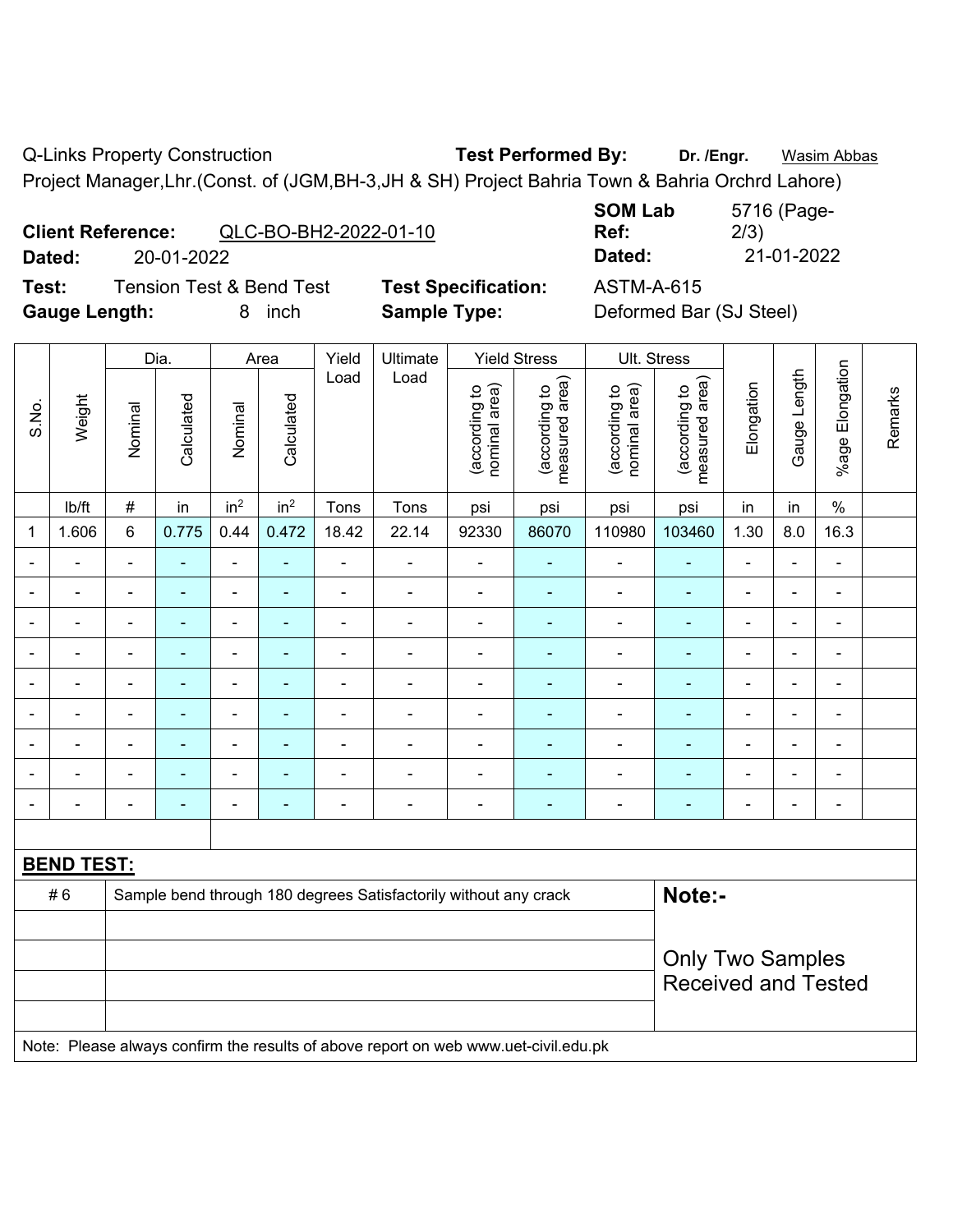Q-Links Property Construction **Test Performed By:** **Dr. /Engr.** Wasim Abbas

Project Manager,Lhr.(Const. of (JGM,BH-3,JH & SH) Project Bahria Town & Bahria Orchrd Lahore)

**Client Reference:** QLC-BO-BH2-2022-01-10 **SOM Lab Ref:** 5716 (Page-2/3)

**Dated:** 20-01-2022 **Dated:** 21-01-2022

**Test:** Tension Test & Bend Test **Test Specification:** ASTM-A-615

**Gauge Length:** 8 inch **Sample Type:** Deformed Bar (SJ Steel)

| S.No. | Weight | Dia. | | Area | | Yield Load | Ultimate Load | Yield Stress | | Ult. Stress | | Elongation | Gauge Length | %age Elongation | Remarks |
|---|---|---|---|---|---|---|---|---|---|---|---|---|---|---|---|
| | | Nominal | Calculated | Nominal | Calculated | | | (according to nominal area) | (according to measured area) | (according to nominal area) | (according to measured area) | | | | |
| | lb/ft | # | in | $in^2$ | $in^2$ | Tons | Tons | psi | psi | psi | psi | in | in | % | |
| 1 | 1.606 | 6 | 0.775 | 0.44 | 0.472 | 18.42 | 22.14 | 92330 | 86070 | 110980 | 103460 | 1.30 | 8.0 | 16.3 | |
| - | - | - | - | - | - | - | - | - | - | - | - | - | - | - | |
| - | - | - | - | - | - | - | - | - | - | - | - | - | - | - | |
| - | - | - | - | - | - | - | - | - | - | - | - | - | - | - | |
| - | - | - | - | - | - | - | - | - | - | - | - | - | - | - | |
| - | - | - | - | - | - | - | - | - | - | - | - | - | - | - | |
| - | - | - | - | - | - | - | - | - | - | - | - | - | - | - | |
| - | - | - | - | - | - | - | - | - | - | - | - | - | - | - | |
| - | - | - | - | - | - | - | - | - | - | - | - | - | - | - | |
| - | - | - | - | - | - | - | - | - | - | - | - | - | - | - | |

**BEND TEST:**

| # 6 | Sample bend through 180 degrees Satisfactorily without any crack |
|---|---|

**Note:-**

Only Two Samples Received and Tested

Note: Please always confirm the results of above report on web www.uet-civil.edu.pk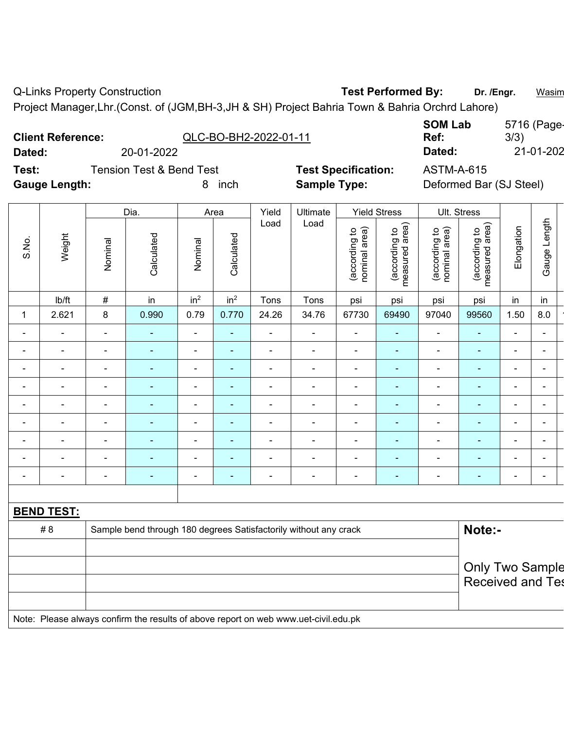Q-Links Property Construction

**Test Performed By:** **Dr. /Engr.** Wasim

Project Manager,Lhr.(Const. of (JGM,BH-3,JH & SH) Project Bahria Town & Bahria Orchrd Lahore)

**Client Reference:** QLC-BO-BH2-2022-01-11

**SOM Lab Ref:** 5716 (Page-3/3)

**Dated:** 20-01-2022

**Dated:** 21-01-202

**Test:** Tension Test & Bend Test

**Test Specification:** ASTM-A-615

**Gauge Length:** 8 inch

**Sample Type:** Deformed Bar (SJ Steel)

| S.No. | Weight | Dia. | | Area | | Yield Load | Ultimate Load | Yield Stress | | Ult. Stress | | Elongation | Gauge Length |
|---|---|---|---|---|---|---|---|---|---|---|---|---|---|
| | | Nominal | Calculated | Nominal | Calculated | | | (according to nominal area) | (according to measured area) | (according to nominal area) | (according to measured area) | | |
| | lb/ft | # | in | $in^2$ | $in^2$ | Tons | Tons | psi | psi | psi | psi | in | in |
| 1 | 2.621 | 8 | 0.990 | 0.79 | 0.770 | 24.26 | 34.76 | 67730 | 69490 | 97040 | 99560 | 1.50 | 8.0 |
| - | - | - | - | - | - | - | - | - | - | - | - | - | - |
| - | - | - | - | - | - | - | - | - | - | - | - | - | - |
| - | - | - | - | - | - | - | - | - | - | - | - | - | - |
| - | - | - | - | - | - | - | - | - | - | - | - | - | - |
| - | - | - | - | - | - | - | - | - | - | - | - | - | - |
| - | - | - | - | - | - | - | - | - | - | - | - | - | - |
| - | - | - | - | - | - | - | - | - | - | - | - | - | - |
| - | - | - | - | - | - | - | - | - | - | - | - | - | - |
| - | - | - | - | - | - | - | - | - | - | - | - | - | - |

**BEND TEST:**

| | |
|---|---|
| # 8 | Sample bend through 180 degrees Satisfactorily without any crack |
| | |
| | |
| | |
| | |

**Note:-**

Only Two Sample Received and Tes

Note: Please always confirm the results of above report on web www.uet-civil.edu.pk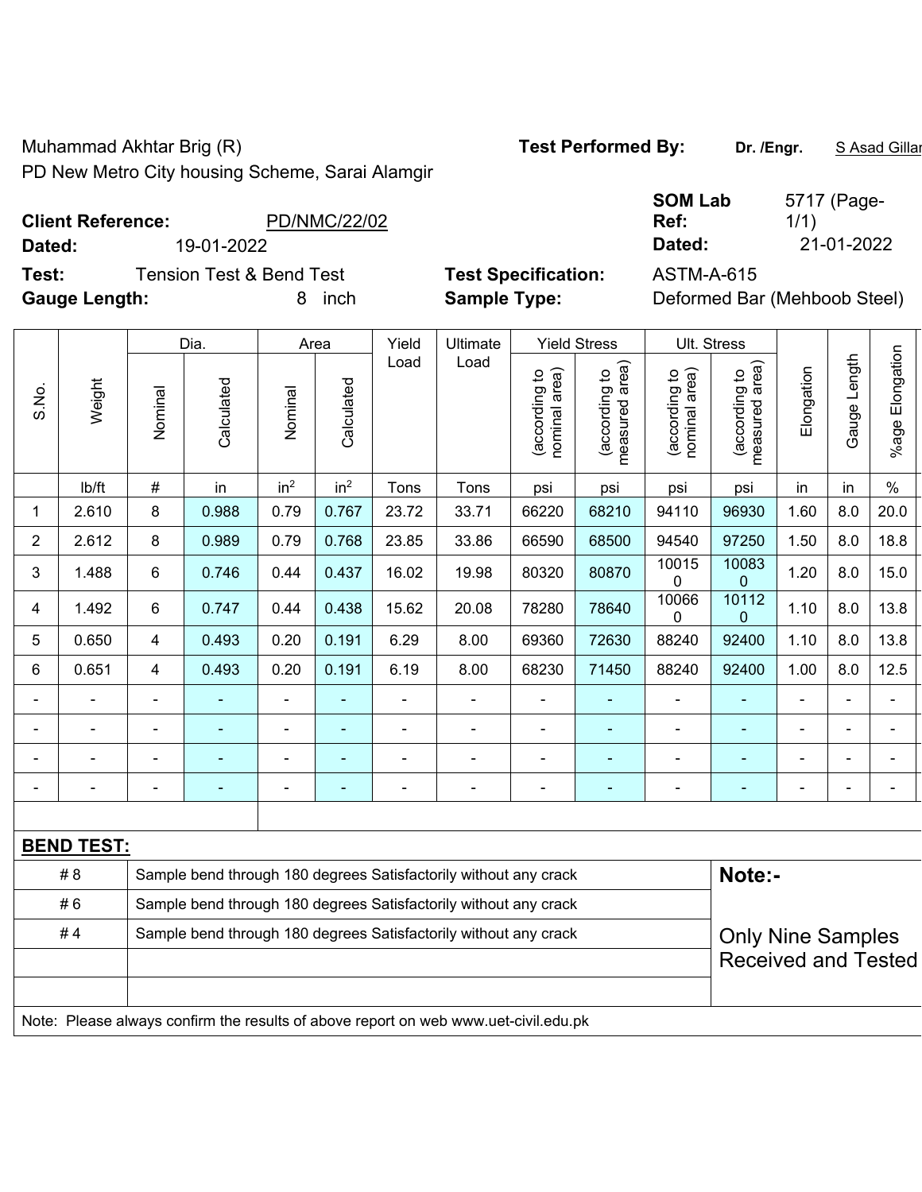Muhammad Akhtar Brig (R)

PD New Metro City housing Scheme, Sarai Alamgir

**Test Performed By:** **Dr. /Engr.** S Asad Gillani

**Client Reference:** PD/NMC/22/02

**Dated:** 19-01-2022

**SOM Lab Ref:** 5717 (Page-1/1)

**Dated:** 21-01-2022

**Test:** Tension Test & Bend Test

**Test Specification:** ASTM-A-615

**Gauge Length:** 8 inch

**Sample Type:** Deformed Bar (Mehboob Steel)

| S.No. | Weight | Dia. | | Area | | Yield Load | Ultimate Load | Yield Stress | | Ult. Stress | | Elongation | Gauge Length | %age Elongation |
|---|---|---|---|---|---|---|---|---|---|---|---|---|---|---|
| | | Nominal | Calculated | Nominal | Calculated | | | (according to nominal area) | (according to measured area) | (according to nominal area) | (according to measured area) | | | |
| | lb/ft | # | in | in² | in² | Tons | Tons | psi | psi | psi | psi | in | in | % |
| 1 | 2.610 | 8 | 0.988 | 0.79 | 0.767 | 23.72 | 33.71 | 66220 | 68210 | 94110 | 96930 | 1.60 | 8.0 | 20.0 |
| 2 | 2.612 | 8 | 0.989 | 0.79 | 0.768 | 23.85 | 33.86 | 66590 | 68500 | 94540 | 97250 | 1.50 | 8.0 | 18.8 |
| 3 | 1.488 | 6 | 0.746 | 0.44 | 0.437 | 16.02 | 19.98 | 80320 | 80870 | 100150 | 100830 | 1.20 | 8.0 | 15.0 |
| 4 | 1.492 | 6 | 0.747 | 0.44 | 0.438 | 15.62 | 20.08 | 78280 | 78640 | 100660 | 101120 | 1.10 | 8.0 | 13.8 |
| 5 | 0.650 | 4 | 0.493 | 0.20 | 0.191 | 6.29 | 8.00 | 69360 | 72630 | 88240 | 92400 | 1.10 | 8.0 | 13.8 |
| 6 | 0.651 | 4 | 0.493 | 0.20 | 0.191 | 6.19 | 8.00 | 68230 | 71450 | 88240 | 92400 | 1.00 | 8.0 | 12.5 |
| - | - | - | - | - | - | - | - | - | - | - | - | - | - | - |
| - | - | - | - | - | - | - | - | - | - | - | - | - | - | - |
| - | - | - | - | - | - | - | - | - | - | - | - | - | - | - |
| - | - | - | - | - | - | - | - | - | - | - | - | - | - | - |

**BEND TEST:**

| | |
|---|---|
| # 8 | Sample bend through 180 degrees Satisfactorily without any crack |
| # 6 | Sample bend through 180 degrees Satisfactorily without any crack |
| # 4 | Sample bend through 180 degrees Satisfactorily without any crack |

**Note:-**

Only Nine Samples Received and Tested

Note: Please always confirm the results of above report on web www.uet-civil.edu.pk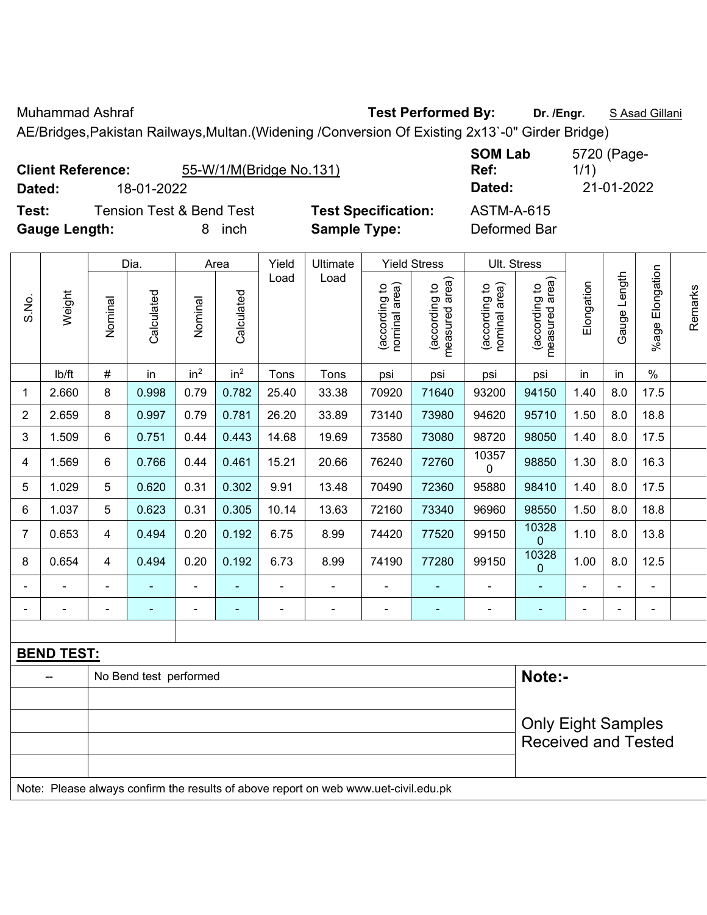Muhammad Ashraf **Test Performed By:** **Dr. /Engr.** S Asad Gillani

AE/Bridges,Pakistan Railways,Multan.(Widening /Conversion Of Existing 2x13`-0" Girder Bridge)

**Client Reference:** 55-W/1/M(Bridge No.131) **SOM Lab Ref:** 5720 (Page-1/1)

**Dated:** 18-01-2022 **Dated:** 21-01-2022

**Test:** Tension Test & Bend Test **Test Specification:** ASTM-A-615

**Gauge Length:** 8 inch **Sample Type:** Deformed Bar

| S.No. | Weight | Dia. | | Area | | Yield Load | Ultimate Load | Yield Stress | | Ult. Stress | | Elongation | Gauge Length | %age Elongation | Remarks |
|---|---|---|---|---|---|---|---|---|---|---|---|---|---|---|---|
| | | Nominal | Calculated | Nominal | Calculated | | | (according to nominal area) | (according to measured area) | (according to nominal area) | (according to measured area) | | | | |
| | lb/ft | # | in | in$^2$ | in$^2$ | Tons | Tons | psi | psi | psi | psi | in | in | % | |
| 1 | 2.660 | 8 | 0.998 | 0.79 | 0.782 | 25.40 | 33.38 | 70920 | 71640 | 93200 | 94150 | 1.40 | 8.0 | 17.5 | |
| 2 | 2.659 | 8 | 0.997 | 0.79 | 0.781 | 26.20 | 33.89 | 73140 | 73980 | 94620 | 95710 | 1.50 | 8.0 | 18.8 | |
| 3 | 1.509 | 6 | 0.751 | 0.44 | 0.443 | 14.68 | 19.69 | 73580 | 73080 | 98720 | 98050 | 1.40 | 8.0 | 17.5 | |
| 4 | 1.569 | 6 | 0.766 | 0.44 | 0.461 | 15.21 | 20.66 | 76240 | 72760 | 103570 | 98850 | 1.30 | 8.0 | 16.3 | |
| 5 | 1.029 | 5 | 0.620 | 0.31 | 0.302 | 9.91 | 13.48 | 70490 | 72360 | 95880 | 98410 | 1.40 | 8.0 | 17.5 | |
| 6 | 1.037 | 5 | 0.623 | 0.31 | 0.305 | 10.14 | 13.63 | 72160 | 73340 | 96960 | 98550 | 1.50 | 8.0 | 18.8 | |
| 7 | 0.653 | 4 | 0.494 | 0.20 | 0.192 | 6.75 | 8.99 | 74420 | 77520 | 99150 | 103280 | 1.10 | 8.0 | 13.8 | |
| 8 | 0.654 | 4 | 0.494 | 0.20 | 0.192 | 6.73 | 8.99 | 74190 | 77280 | 99150 | 103280 | 1.00 | 8.0 | 12.5 | |
| - | - | - | - | - | - | - | - | - | - | - | - | - | - | - | |
| - | - | - | - | - | - | - | - | - | - | - | - | - | - | - | |

**BEND TEST:**

| | | |
|---|---|---|
| -- | No Bend test performed | **Note:-** Only Eight Samples Received and Tested |

Note: Please always confirm the results of above report on web www.uet-civil.edu.pk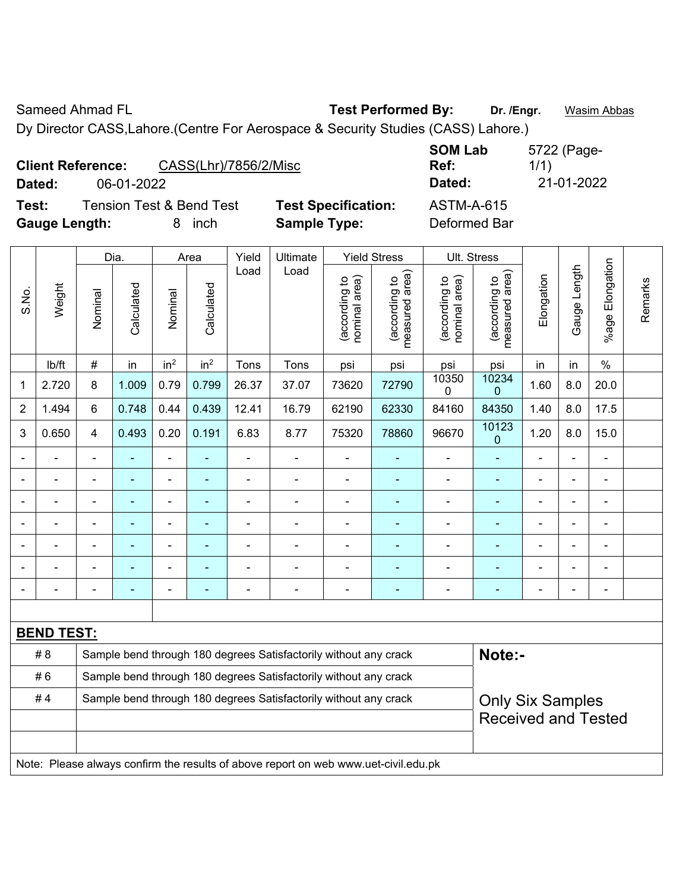Sameed Ahmad FL **Test Performed By:** **Dr. /Engr.** Wasim Abbas

Dy Director CASS,Lahore.(Centre For Aerospace & Security Studies (CASS) Lahore.)

**Client Reference:** CASS(Lhr)/7856/2/Misc **SOM Lab Ref:** 5722 (Page-1/1)

**Dated:** 06-01-2022 **Dated:** 21-01-2022

**Test:** Tension Test & Bend Test **Test Specification:** ASTM-A-615

**Gauge Length:** 8 inch **Sample Type:** Deformed Bar

| S.No. | Weight | Dia. | | Area | | Yield Load | Ultimate Load | Yield Stress | | Ult. Stress | | Elongation | Gauge Length | %age Elongation | Remarks |
|---|---|---|---|---|---|---|---|---|---|---|---|---|---|---|---|
| | | Nominal | Calculated | Nominal | Calculated | | | (according to nominal area) | (according to measured area) | (according to nominal area) | (according to measured area) | | | | |
| | lb/ft | # | in | in$^2$ | in$^2$ | Tons | Tons | psi | psi | psi | psi | in | in | % | |
| 1 | 2.720 | 8 | 1.009 | 0.79 | 0.799 | 26.37 | 37.07 | 73620 | 72790 | 103500 | 102340 | 1.60 | 8.0 | 20.0 | |
| 2 | 1.494 | 6 | 0.748 | 0.44 | 0.439 | 12.41 | 16.79 | 62190 | 62330 | 84160 | 84350 | 1.40 | 8.0 | 17.5 | |
| 3 | 0.650 | 4 | 0.493 | 0.20 | 0.191 | 6.83 | 8.77 | 75320 | 78860 | 96670 | 101230 | 1.20 | 8.0 | 15.0 | |
| - | - | - | - | - | - | - | - | - | - | - | - | - | - | - | |
| - | - | - | - | - | - | - | - | - | - | - | - | - | - | - | |
| - | - | - | - | - | - | - | - | - | - | - | - | - | - | - | |
| - | - | - | - | - | - | - | - | - | - | - | - | - | - | - | |
| - | - | - | - | - | - | - | - | - | - | - | - | - | - | - | |
| - | - | - | - | - | - | - | - | - | - | - | - | - | - | - | |
| - | - | - | - | - | - | - | - | - | - | - | - | - | - | - | |

**BEND TEST:**

| | | |
|---|---|---|
| # 8 | Sample bend through 180 degrees Satisfactorily without any crack | **Note:-** |
| # 6 | Sample bend through 180 degrees Satisfactorily without any crack | |
| # 4 | Sample bend through 180 degrees Satisfactorily without any crack | Only Six Samples Received and Tested |

Note: Please always confirm the results of above report on web www.uet-civil.edu.pk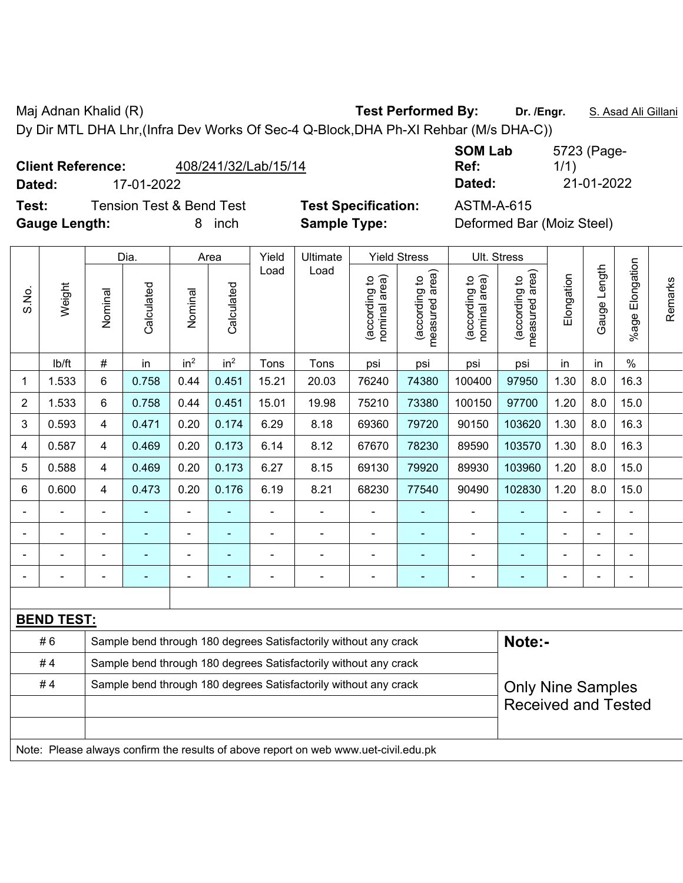Maj Adnan Khalid (R) **Test Performed By:** **Dr. /Engr.** S. Asad Ali Gillani

Dy Dir MTL DHA Lhr,(Infra Dev Works Of Sec-4 Q-Block,DHA Ph-XI Rehbar (M/s DHA-C))

**Client Reference:** 408/241/32/Lab/15/14 **SOM Lab Ref:** 5723 (Page-1/1)

**Dated:** 17-01-2022 **Dated:** 21-01-2022

**Test:** Tension Test & Bend Test **Test Specification:** ASTM-A-615

**Gauge Length:** 8 inch **Sample Type:** Deformed Bar (Moiz Steel)

| S.No. | Weight | Dia. | | Area | | Yield Load | Ultimate Load | Yield Stress | | Ult. Stress | | Elongation | Gauge Length | %age Elongation | Remarks |
|---|---|---|---|---|---|---|---|---|---|---|---|---|---|---|---|
| | | Nominal | Calculated | Nominal | Calculated | | | (according to nominal area) | (according to measured area) | (according to nominal area) | (according to measured area) | | | | |
| | lb/ft | # | in | $in^2$ | $in^2$ | Tons | Tons | psi | psi | psi | psi | in | in | % | |
| 1 | 1.533 | 6 | 0.758 | 0.44 | 0.451 | 15.21 | 20.03 | 76240 | 74380 | 100400 | 97950 | 1.30 | 8.0 | 16.3 | |
| 2 | 1.533 | 6 | 0.758 | 0.44 | 0.451 | 15.01 | 19.98 | 75210 | 73380 | 100150 | 97700 | 1.20 | 8.0 | 15.0 | |
| 3 | 0.593 | 4 | 0.471 | 0.20 | 0.174 | 6.29 | 8.18 | 69360 | 79720 | 90150 | 103620 | 1.30 | 8.0 | 16.3 | |
| 4 | 0.587 | 4 | 0.469 | 0.20 | 0.173 | 6.14 | 8.12 | 67670 | 78230 | 89590 | 103570 | 1.30 | 8.0 | 16.3 | |
| 5 | 0.588 | 4 | 0.469 | 0.20 | 0.173 | 6.27 | 8.15 | 69130 | 79920 | 89930 | 103960 | 1.20 | 8.0 | 15.0 | |
| 6 | 0.600 | 4 | 0.473 | 0.20 | 0.176 | 6.19 | 8.21 | 68230 | 77540 | 90490 | 102830 | 1.20 | 8.0 | 15.0 | |
| - | - | - | - | - | - | - | - | - | - | - | - | - | - | - | |
| - | - | - | - | - | - | - | - | - | - | - | - | - | - | - | |
| - | - | - | - | - | - | - | - | - | - | - | - | - | - | - | |
| - | - | - | - | - | - | - | - | - | - | - | - | - | - | - | |

**BEND TEST:**

| | | |
|---|---|---|
| # 6 | Sample bend through 180 degrees Satisfactorily without any crack | **Note:-** |
| # 4 | Sample bend through 180 degrees Satisfactorily without any crack | |
| # 4 | Sample bend through 180 degrees Satisfactorily without any crack | Only Nine Samples Received and Tested |
| | | |
| | | |

Note: Please always confirm the results of above report on web www.uet-civil.edu.pk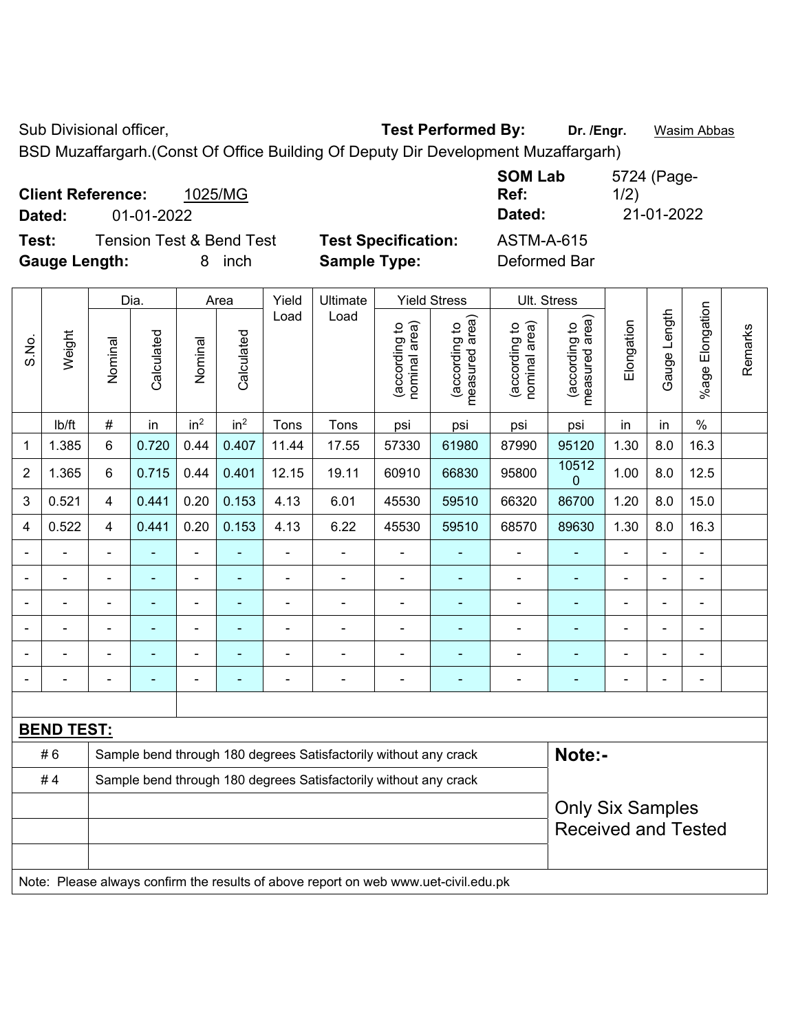Sub Divisional officer, **Test Performed By:** **Dr. /Engr.** Wasim Abbas

BSD Muzaffargarh.(Const Of Office Building Of Deputy Dir Development Muzaffargarh)

**Client Reference:** 1025/MG **SOM Lab Ref:** 5724 (Page-1/2)

**Dated:** 01-01-2022 **Dated:** 21-01-2022

**Test:** Tension Test & Bend Test **Test Specification:** ASTM-A-615

**Gauge Length:** 8 inch **Sample Type:** Deformed Bar

| S.No. | Weight | Dia. | | Area | | Yield Load | Ultimate Load | Yield Stress | | Ult. Stress | | Elongation | Gauge Length | %age Elongation | Remarks |
|---|---|---|---|---|---|---|---|---|---|---|---|---|---|---|---|
| | | Nominal | Calculated | Nominal | Calculated | | | (according to nominal area) | (according to measured area) | (according to nominal area) | (according to measured area) | | | | |
| | lb/ft | # | in | $in^2$ | $in^2$ | Tons | Tons | psi | psi | psi | psi | in | in | % | |
| 1 | 1.385 | 6 | 0.720 | 0.44 | 0.407 | 11.44 | 17.55 | 57330 | 61980 | 87990 | 95120 | 1.30 | 8.0 | 16.3 | |
| 2 | 1.365 | 6 | 0.715 | 0.44 | 0.401 | 12.15 | 19.11 | 60910 | 66830 | 95800 | 105120 | 1.00 | 8.0 | 12.5 | |
| 3 | 0.521 | 4 | 0.441 | 0.20 | 0.153 | 4.13 | 6.01 | 45530 | 59510 | 66320 | 86700 | 1.20 | 8.0 | 15.0 | |
| 4 | 0.522 | 4 | 0.441 | 0.20 | 0.153 | 4.13 | 6.22 | 45530 | 59510 | 68570 | 89630 | 1.30 | 8.0 | 16.3 | |
| - | - | - | - | - | - | - | - | - | - | - | - | - | - | - | |
| - | - | - | - | - | - | - | - | - | - | - | - | - | - | - | |
| - | - | - | - | - | - | - | - | - | - | - | - | - | - | - | |
| - | - | - | - | - | - | - | - | - | - | - | - | - | - | - | |
| - | - | - | - | - | - | - | - | - | - | - | - | - | - | - | |
| - | - | - | - | - | - | - | - | - | - | - | - | - | - | - | |

**BEND TEST:**

| | | |
|---|---|---|
| # 6 | Sample bend through 180 degrees Satisfactorily without any crack | **Note:-** |
| # 4 | Sample bend through 180 degrees Satisfactorily without any crack | |
| | | Only Six Samples Received and Tested |

Note: Please always confirm the results of above report on web www.uet-civil.edu.pk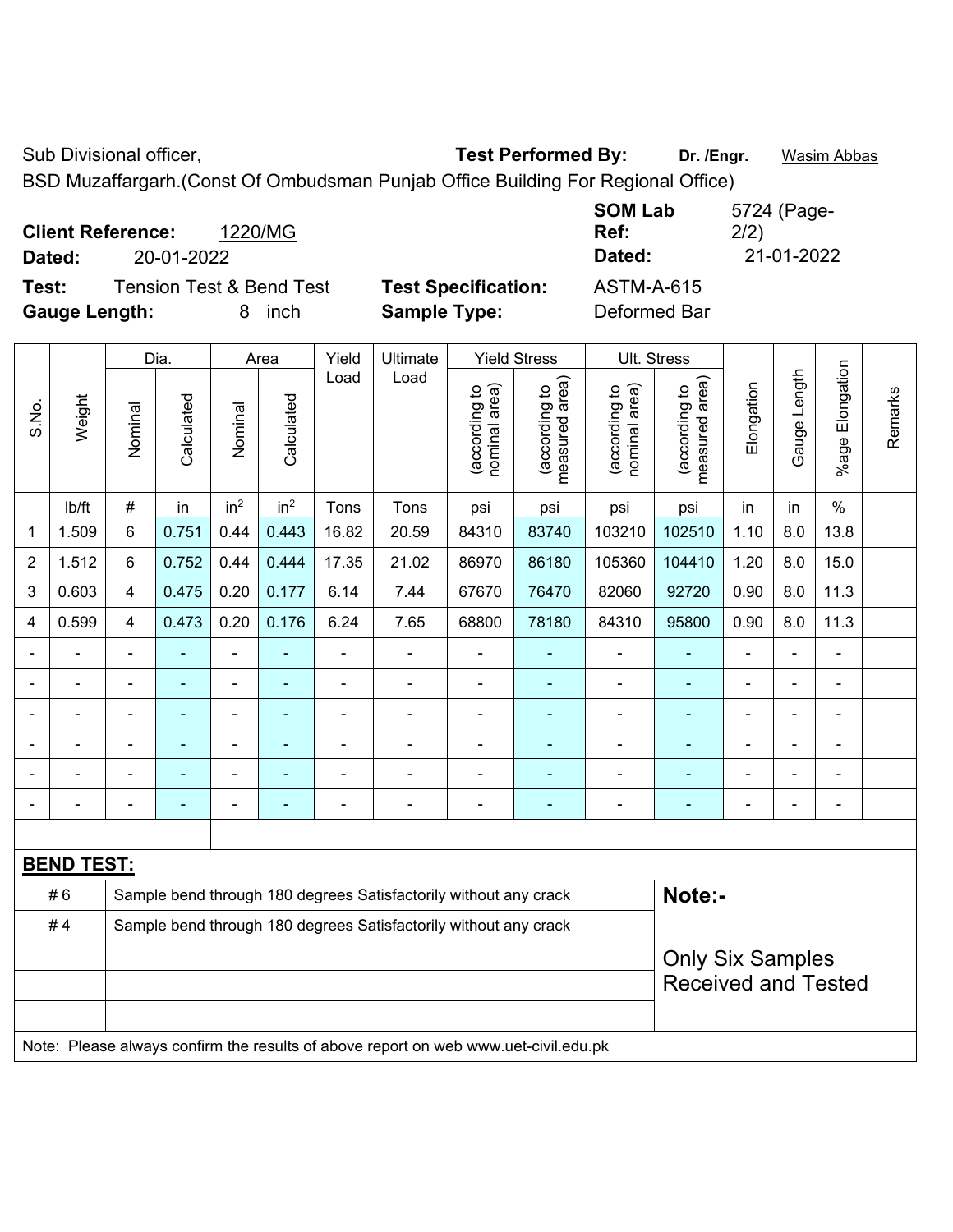Sub Divisional officer,

**Test Performed By:** **Dr. /Engr.** Wasim Abbas

BSD Muzaffargarh.(Const Of Ombudsman Punjab Office Building For Regional Office)

**Client Reference:** 1220/MG

**Dated:** 20-01-2022

**SOM Lab Ref:** 5724 (Page-2/2)

**Dated:** 21-01-2022

**Test:** Tension Test & Bend Test

**Test Specification:** ASTM-A-615

**Gauge Length:** 8 inch

**Sample Type:** Deformed Bar

| S.No. | Weight | Dia. | | Area | | Yield Load | Ultimate Load | Yield Stress | | Ult. Stress | | Elongation | Gauge Length | %age Elongation | Remarks |
|---|---|---|---|---|---|---|---|---|---|---|---|---|---|---|---|
| | | Nominal | Calculated | Nominal | Calculated | | | (according to nominal area) | (according to measured area) | (according to nominal area) | (according to measured area) | | | | |
| | lb/ft | # | in | in$^2$ | in$^2$ | Tons | Tons | psi | psi | psi | psi | in | in | % | |
| 1 | 1.509 | 6 | 0.751 | 0.44 | 0.443 | 16.82 | 20.59 | 84310 | 83740 | 103210 | 102510 | 1.10 | 8.0 | 13.8 | |
| 2 | 1.512 | 6 | 0.752 | 0.44 | 0.444 | 17.35 | 21.02 | 86970 | 86180 | 105360 | 104410 | 1.20 | 8.0 | 15.0 | |
| 3 | 0.603 | 4 | 0.475 | 0.20 | 0.177 | 6.14 | 7.44 | 67670 | 76470 | 82060 | 92720 | 0.90 | 8.0 | 11.3 | |
| 4 | 0.599 | 4 | 0.473 | 0.20 | 0.176 | 6.24 | 7.65 | 68800 | 78180 | 84310 | 95800 | 0.90 | 8.0 | 11.3 | |
| - | - | - | - | - | - | - | - | - | - | - | - | - | - | - | |
| - | - | - | - | - | - | - | - | - | - | - | - | - | - | - | |
| - | - | - | - | - | - | - | - | - | - | - | - | - | - | - | |
| - | - | - | - | - | - | - | - | - | - | - | - | - | - | - | |
| - | - | - | - | - | - | - | - | - | - | - | - | - | - | - | |
| - | - | - | - | - | - | - | - | - | - | - | - | - | - | - | |

**BEND TEST:**

| | | |
|---|---|---|
| # 6 | Sample bend through 180 degrees Satisfactorily without any crack | **Note:-** |
| # 4 | Sample bend through 180 degrees Satisfactorily without any crack | Only Six Samples Received and Tested |

Note: Please always confirm the results of above report on web www.uet-civil.edu.pk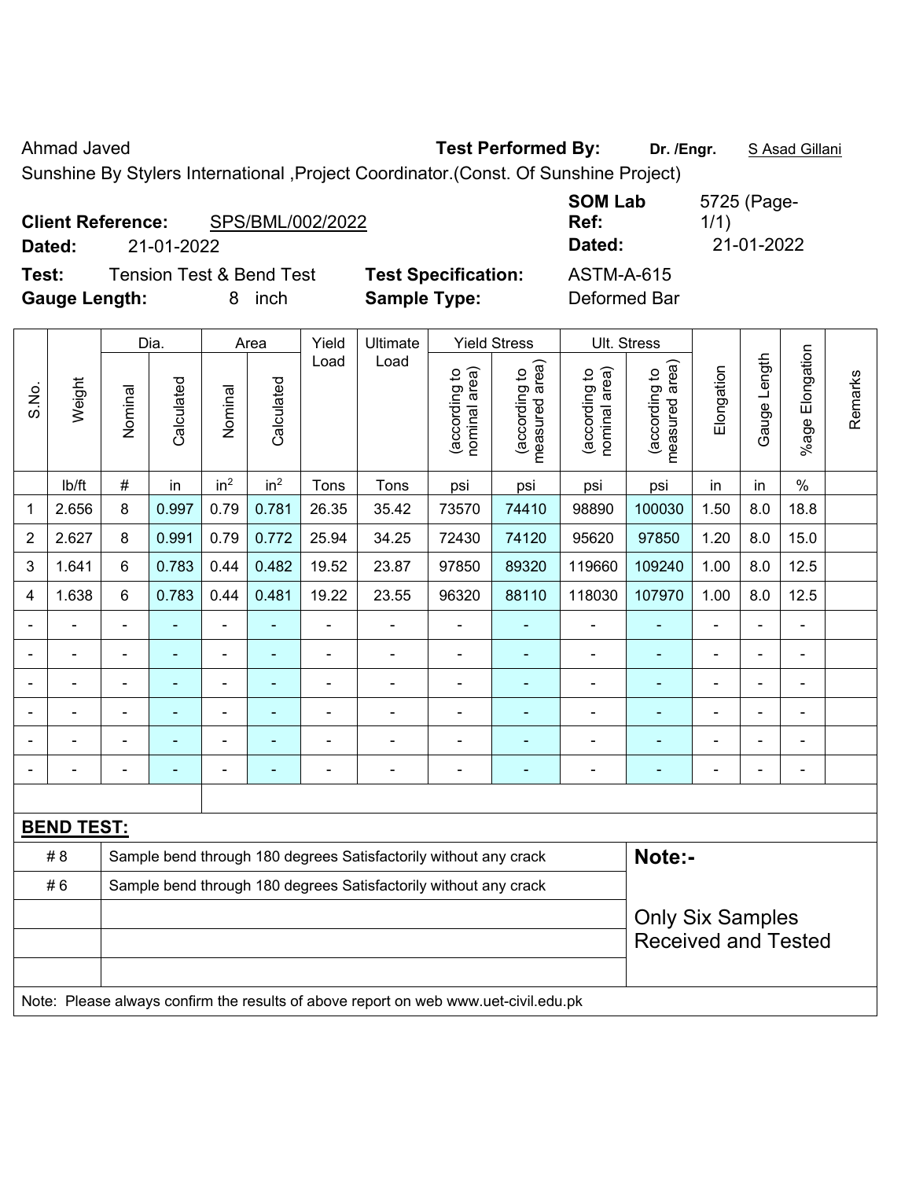Ahmad Javed **Test Performed By:** **Dr. /Engr.** S Asad Gillani

Sunshine By Stylers International ,Project Coordinator.(Const. Of Sunshine Project)

**Client Reference:** SPS/BML/002/2022 **SOM Lab Ref:** 5725 (Page-1/1)

**Dated:** 21-01-2022 **Dated:** 21-01-2022

**Test:** Tension Test & Bend Test **Test Specification:** ASTM-A-615

**Gauge Length:** 8 inch **Sample Type:** Deformed Bar

| S.No. | Weight | Dia. | | Area | | Yield Load | Ultimate Load | Yield Stress | | Ult. Stress | | Elongation | Gauge Length | %age Elongation | Remarks |
|---|---|---|---|---|---|---|---|---|---|---|---|---|---|---|---|
| | | Nominal | Calculated | Nominal | Calculated | | | (according to nominal area) | (according to measured area) | (according to nominal area) | (according to measured area) | | | | |
| | lb/ft | # | in | $in^2$ | $in^2$ | Tons | Tons | psi | psi | psi | psi | in | in | % | |
| 1 | 2.656 | 8 | 0.997 | 0.79 | 0.781 | 26.35 | 35.42 | 73570 | 74410 | 98890 | 100030 | 1.50 | 8.0 | 18.8 | |
| 2 | 2.627 | 8 | 0.991 | 0.79 | 0.772 | 25.94 | 34.25 | 72430 | 74120 | 95620 | 97850 | 1.20 | 8.0 | 15.0 | |
| 3 | 1.641 | 6 | 0.783 | 0.44 | 0.482 | 19.52 | 23.87 | 97850 | 89320 | 119660 | 109240 | 1.00 | 8.0 | 12.5 | |
| 4 | 1.638 | 6 | 0.783 | 0.44 | 0.481 | 19.22 | 23.55 | 96320 | 88110 | 118030 | 107970 | 1.00 | 8.0 | 12.5 | |
| - | - | - | - | - | - | - | - | - | - | - | - | - | - | - | |
| - | - | - | - | - | - | - | - | - | - | - | - | - | - | - | |
| - | - | - | - | - | - | - | - | - | - | - | - | - | - | - | |
| - | - | - | - | - | - | - | - | - | - | - | - | - | - | - | |
| - | - | - | - | - | - | - | - | - | - | - | - | - | - | - | |
| - | - | - | - | - | - | - | - | - | - | - | - | - | - | - | |

**BEND TEST:**

| | | |
|---|---|---|
| # 8 | Sample bend through 180 degrees Satisfactorily without any crack | **Note:-** |
| # 6 | Sample bend through 180 degrees Satisfactorily without any crack | Only Six Samples Received and Tested |

Note: Please always confirm the results of above report on web www.uet-civil.edu.pk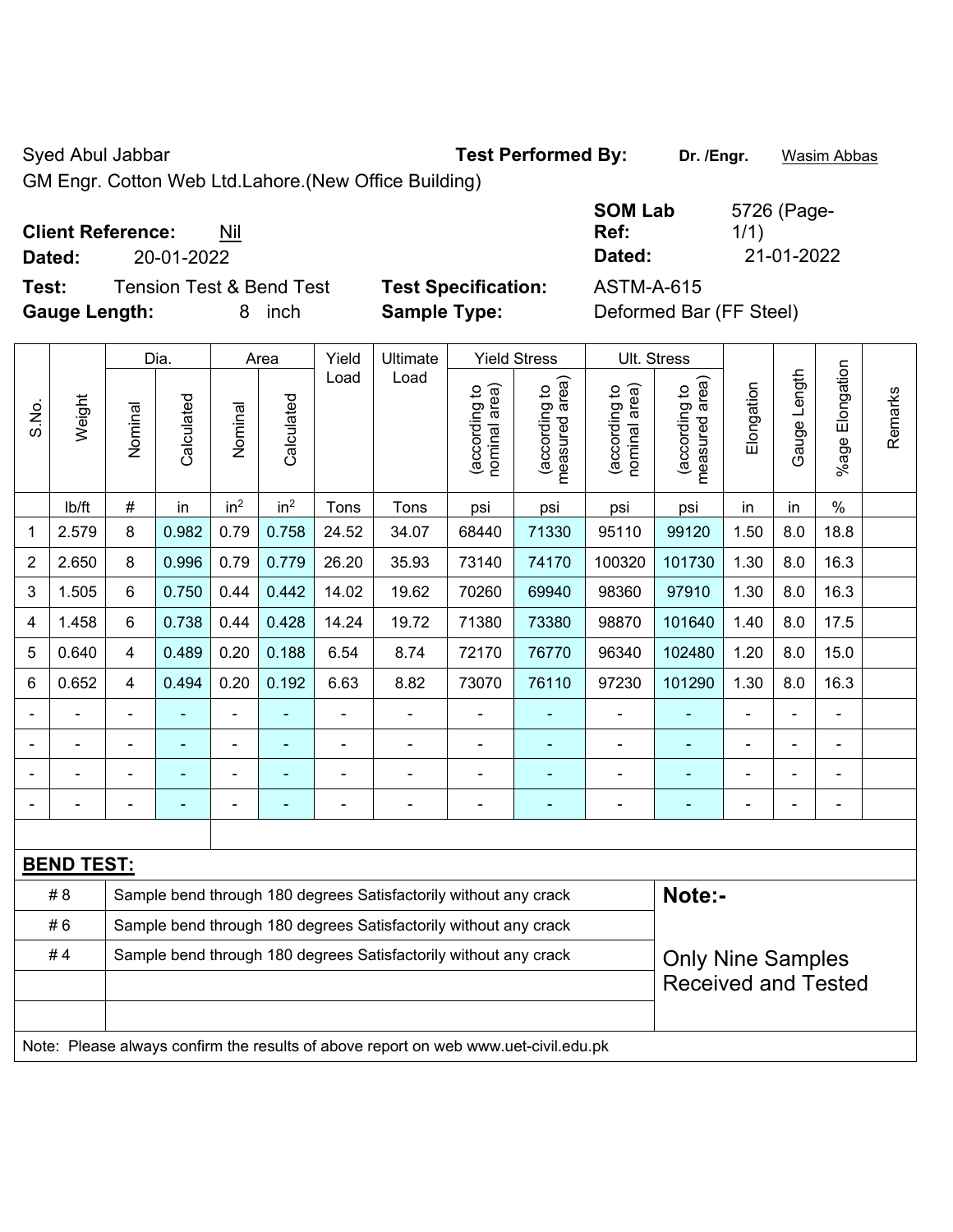Syed Abul Jabbar **Test Performed By:** **Dr. /Engr.** Wasim Abbas

GM Engr. Cotton Web Ltd.Lahore.(New Office Building)

**Client Reference:** Nil **SOM Lab Ref:** 5726 (Page-1/1)

**Dated:** 20-01-2022 **Dated:** 21-01-2022

**Test:** Tension Test & Bend Test **Test Specification:** ASTM-A-615

**Gauge Length:** 8 inch **Sample Type:** Deformed Bar (FF Steel)

| S.No. | Weight | Dia. | | Area | | Yield Load | Ultimate Load | Yield Stress | | Ult. Stress | | Elongation | Gauge Length | %age Elongation | Remarks |
|---|---|---|---|---|---|---|---|---|---|---|---|---|---|---|---|
| | | Nominal | Calculated | Nominal | Calculated | | | (according to nominal area) | (according to measured area) | (according to nominal area) | (according to measured area) | | | | |
| | lb/ft | # | in | $in^2$ | $in^2$ | Tons | Tons | psi | psi | psi | psi | in | in | % | |
| 1 | 2.579 | 8 | 0.982 | 0.79 | 0.758 | 24.52 | 34.07 | 68440 | 71330 | 95110 | 99120 | 1.50 | 8.0 | 18.8 | |
| 2 | 2.650 | 8 | 0.996 | 0.79 | 0.779 | 26.20 | 35.93 | 73140 | 74170 | 100320 | 101730 | 1.30 | 8.0 | 16.3 | |
| 3 | 1.505 | 6 | 0.750 | 0.44 | 0.442 | 14.02 | 19.62 | 70260 | 69940 | 98360 | 97910 | 1.30 | 8.0 | 16.3 | |
| 4 | 1.458 | 6 | 0.738 | 0.44 | 0.428 | 14.24 | 19.72 | 71380 | 73380 | 98870 | 101640 | 1.40 | 8.0 | 17.5 | |
| 5 | 0.640 | 4 | 0.489 | 0.20 | 0.188 | 6.54 | 8.74 | 72170 | 76770 | 96340 | 102480 | 1.20 | 8.0 | 15.0 | |
| 6 | 0.652 | 4 | 0.494 | 0.20 | 0.192 | 6.63 | 8.82 | 73070 | 76110 | 97230 | 101290 | 1.30 | 8.0 | 16.3 | |
| - | - | - | - | - | - | - | - | - | - | - | - | - | - | - | |
| - | - | - | - | - | - | - | - | - | - | - | - | - | - | - | |
| - | - | - | - | - | - | - | - | - | - | - | - | - | - | - | |
| - | - | - | - | - | - | - | - | - | - | - | - | - | - | - | |

**BEND TEST:**

| | | |
|---|---|---|
| # 8 | Sample bend through 180 degrees Satisfactorily without any crack | **Note:-** |
| # 6 | Sample bend through 180 degrees Satisfactorily without any crack | |
| # 4 | Sample bend through 180 degrees Satisfactorily without any crack | Only Nine Samples Received and Tested |

Note: Please always confirm the results of above report on web www.uet-civil.edu.pk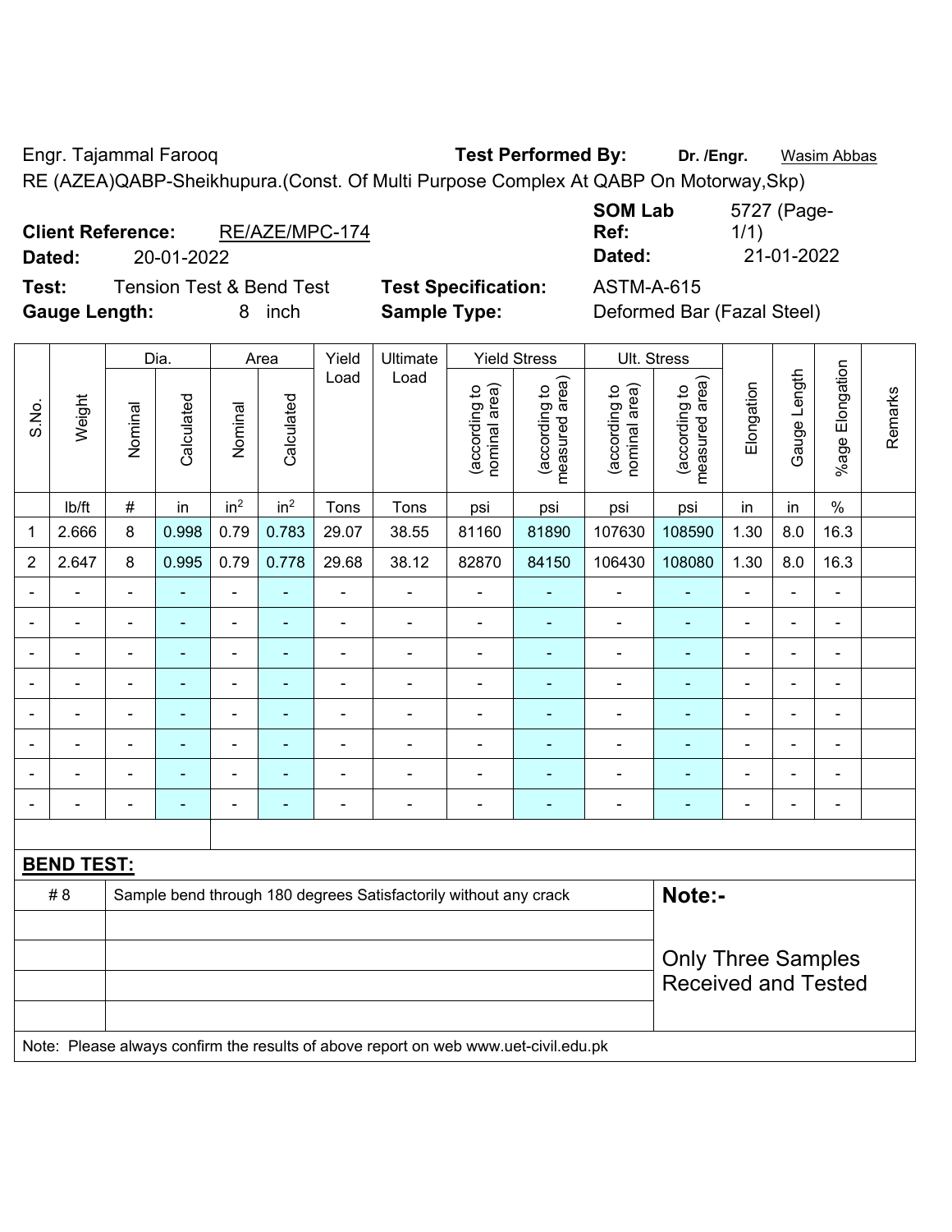Engr. Tajammal Farooq **Test Performed By:** **Dr. /Engr.** Wasim Abbas

RE (AZEA)QABP-Sheikhupura.(Const. Of Multi Purpose Complex At QABP On Motorway,Skp)

**Client Reference:** RE/AZE/MPC-174 **SOM Lab Ref:** 5727 (Page-1/1)

**Dated:** 20-01-2022 **Dated:** 21-01-2022

**Test:** Tension Test & Bend Test **Test Specification:** ASTM-A-615

**Gauge Length:** 8 inch **Sample Type:** Deformed Bar (Fazal Steel)

| S.No. | Weight | Dia. | | Area | | Yield Load | Ultimate Load | Yield Stress | | Ult. Stress | | Elongation | Gauge Length | %age Elongation | Remarks |
|---|---|---|---|---|---|---|---|---|---|---|---|---|---|---|---|
| | | Nominal | Calculated | Nominal | Calculated | | | (according to nominal area) | (according to measured area) | (according to nominal area) | (according to measured area) | | | | |
| | lb/ft | # | in | in$^2$ | in$^2$ | Tons | Tons | psi | psi | psi | psi | in | in | % | |
| 1 | 2.666 | 8 | 0.998 | 0.79 | 0.783 | 29.07 | 38.55 | 81160 | 81890 | 107630 | 108590 | 1.30 | 8.0 | 16.3 | |
| 2 | 2.647 | 8 | 0.995 | 0.79 | 0.778 | 29.68 | 38.12 | 82870 | 84150 | 106430 | 108080 | 1.30 | 8.0 | 16.3 | |
| - | - | - | - | - | - | - | - | - | - | - | - | - | - | - | |
| - | - | - | - | - | - | - | - | - | - | - | - | - | - | - | |
| - | - | - | - | - | - | - | - | - | - | - | - | - | - | - | |
| - | - | - | - | - | - | - | - | - | - | - | - | - | - | - | |
| - | - | - | - | - | - | - | - | - | - | - | - | - | - | - | |
| - | - | - | - | - | - | - | - | - | - | - | - | - | - | - | |
| - | - | - | - | - | - | - | - | - | - | - | - | - | - | - | |
| - | - | - | - | - | - | - | - | - | - | - | - | - | - | - | |

**BEND TEST:**

| | | |
|---|---|---|
| # 8 | Sample bend through 180 degrees Satisfactorily without any crack | **Note:-** |
| | | Only Three Samples Received and Tested |

Note: Please always confirm the results of above report on web www.uet-civil.edu.pk